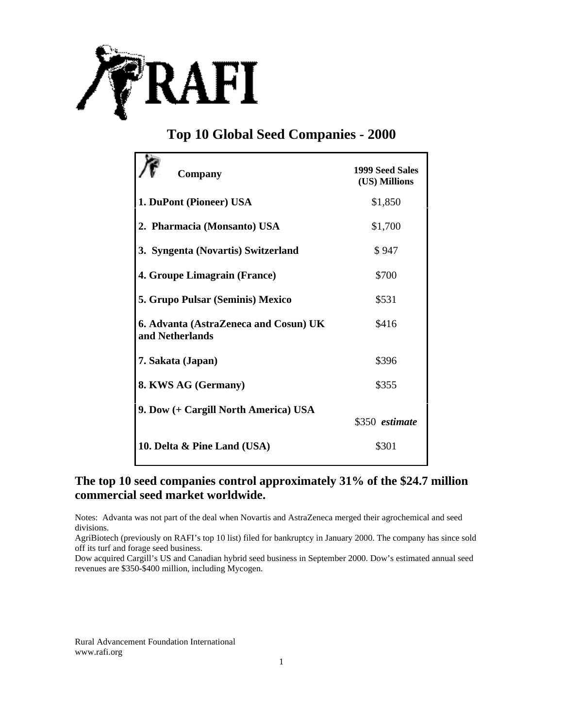# Top 10 Global Seed Companies - 2000

| Company | 1999 Seed Sales (US) Millions |
| --- | --- |
| **1. DuPont (Pioneer) USA** | $1,850 |
| **2. Pharmacia (Monsanto) USA** | $1,700 |
| **3. Syngenta (Novartis) Switzerland** | $ 947 |
| **4. Groupe Limagrain (France)** | $700 |
| **5. Grupo Pulsar (Seminis) Mexico** | $531 |
| **6. Advanta (AstraZeneca and Cosun) UK and Netherlands** | $416 |
| **7. Sakata (Japan)** | $396 |
| **8. KWS AG (Germany)** | $355 |
| **9. Dow (+ Cargill North America) USA** | $350 ***estimate*** |
| **10. Delta & Pine Land (USA)** | $301 |

## The top 10 seed companies control approximately 31% of the $24.7 million commercial seed market worldwide.

Notes: Advanta was not part of the deal when Novartis and AstraZeneca merged their agrochemical and seed divisions.

AgriBiotech (previously on RAFI's top 10 list) filed for bankruptcy in January 2000. The company has since sold off its turf and forage seed business.

Dow acquired Cargill's US and Canadian hybrid seed business in September 2000. Dow's estimated annual seed revenues are $350-$400 million, including Mycogen.

Rural Advancement Foundation International
www.rafi.org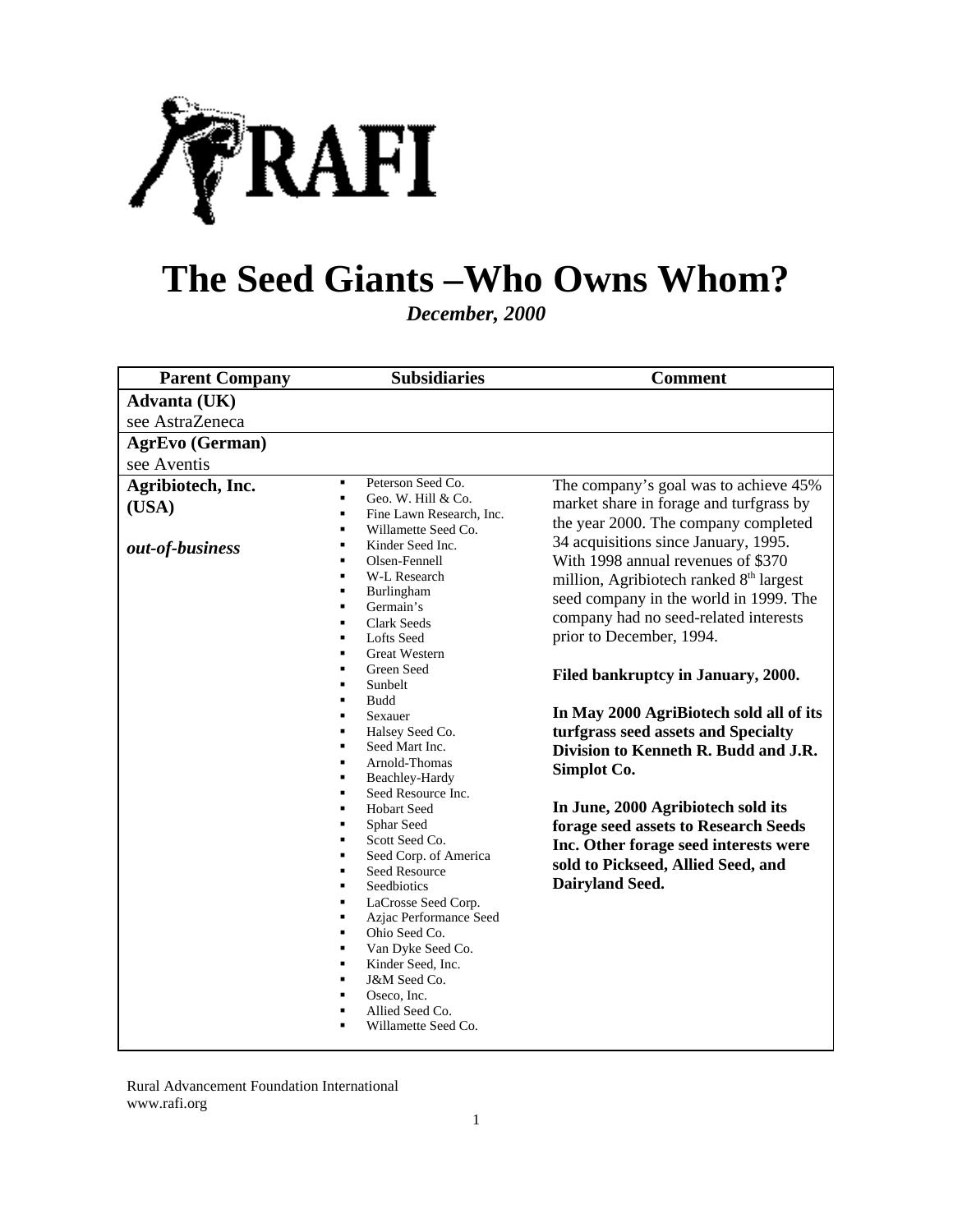# The Seed Giants –Who Owns Whom?

*December, 2000*

| Parent Company | Subsidiaries | Comment |
|---|---|---|
| **Advanta (UK)**<br>see AstraZeneca | | |
| **AgrEvo (German)**<br>see Aventis | | |
| **Agribiotech, Inc. (USA)**<br><br>***out-of-business*** | ▪ Peterson Seed Co.<br>▪ Geo. W. Hill & Co.<br>▪ Fine Lawn Research, Inc.<br>▪ Willamette Seed Co.<br>▪ Kinder Seed Inc.<br>▪ Olsen-Fennell<br>▪ W-L Research<br>▪ Burlingham<br>▪ Germain's<br>▪ Clark Seeds<br>▪ Lofts Seed<br>▪ Great Western<br>▪ Green Seed<br>▪ Sunbelt<br>▪ Budd<br>▪ Sexauer<br>▪ Halsey Seed Co.<br>▪ Seed Mart Inc.<br>▪ Arnold-Thomas<br>▪ Beachley-Hardy<br>▪ Seed Resource Inc.<br>▪ Hobart Seed<br>▪ Sphar Seed<br>▪ Scott Seed Co.<br>▪ Seed Corp. of America<br>▪ Seed Resource<br>▪ Seedbiotics<br>▪ LaCrosse Seed Corp.<br>▪ Azjac Performance Seed<br>▪ Ohio Seed Co.<br>▪ Van Dyke Seed Co.<br>▪ Kinder Seed, Inc.<br>▪ J&M Seed Co.<br>▪ Oseco, Inc.<br>▪ Allied Seed Co.<br>▪ Willamette Seed Co. | The company's goal was to achieve 45% market share in forage and turfgrass by the year 2000. The company completed 34 acquisitions since January, 1995. With 1998 annual revenues of $370 million, Agribiotech ranked 8th largest seed company in the world in 1999. The company had no seed-related interests prior to December, 1994.<br><br>**Filed bankruptcy in January, 2000.**<br><br>**In May 2000 AgriBiotech sold all of its turfgrass seed assets and Specialty Division to Kenneth R. Budd and J.R. Simplot Co.**<br><br>**In June, 2000 Agribiotech sold its forage seed assets to Research Seeds Inc. Other forage seed interests were sold to Pickseed, Allied Seed, and Dairyland Seed.** |

Rural Advancement Foundation International
www.rafi.org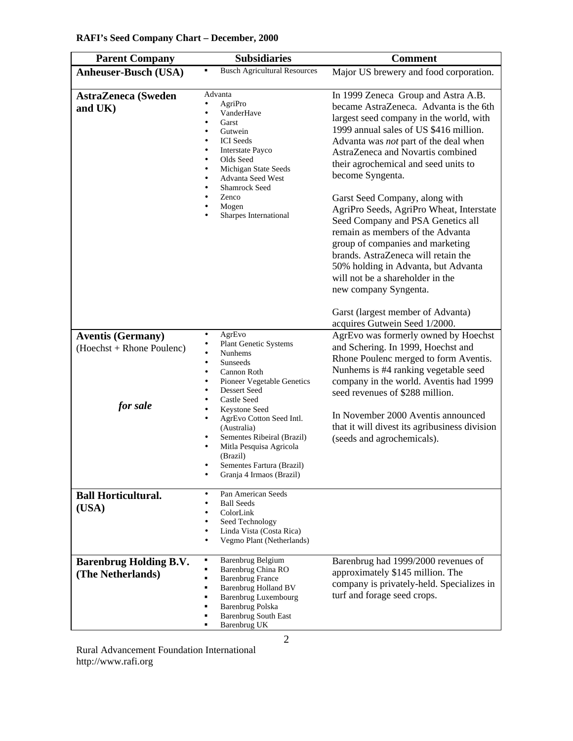**RAFI's Seed Company Chart – December, 2000**

| Parent Company | Subsidiaries | Comment |
|---|---|---|
| **Anheuser-Busch (USA)** | ▪ Busch Agricultural Resources | Major US brewery and food corporation. |
| **AstraZeneca (Sweden and UK)** | Advanta<br>• AgriPro<br>• VanderHave<br>• Garst<br>• Gutwein<br>• ICI Seeds<br>• Interstate Payco<br>• Olds Seed<br>• Michigan State Seeds<br>• Advanta Seed West<br>• Shamrock Seed<br>• Zenco<br>• Mogen<br>• Sharpes International | In 1999 Zeneca Group and Astra A.B. became AstraZeneca. Advanta is the 6th largest seed company in the world, with 1999 annual sales of US $416 million. Advanta was *not* part of the deal when AstraZeneca and Novartis combined their agrochemical and seed units to become Syngenta.<br><br>Garst Seed Company, along with AgriPro Seeds, AgriPro Wheat, Interstate Seed Company and PSA Genetics all remain as members of the Advanta group of companies and marketing brands. AstraZeneca will retain the 50% holding in Advanta, but Advanta will not be a shareholder in the new company Syngenta.<br><br>Garst (largest member of Advanta) acquires Gutwein Seed 1/2000. |
| **Aventis (Germany)** (Hoechst + Rhone Poulenc)<br><br>***for sale*** | • AgrEvo<br>• Plant Genetic Systems<br>• Nunhems<br>• Sunseeds<br>• Cannon Roth<br>• Pioneer Vegetable Genetics<br>• Dessert Seed<br>• Castle Seed<br>• Keystone Seed<br>• AgrEvo Cotton Seed Intl. (Australia)<br>• Sementes Ribeiral (Brazil)<br>• Mitla Pesquisa Agricola (Brazil)<br>• Sementes Fartura (Brazil)<br>• Granja 4 Irmaos (Brazil) | AgrEvo was formerly owned by Hoechst and Schering. In 1999, Hoechst and Rhone Poulenc merged to form Aventis. Nunhems is #4 ranking vegetable seed company in the world. Aventis had 1999 seed revenues of $288 million.<br><br>In November 2000 Aventis announced that it will divest its agribusiness division (seeds and agrochemicals). |
| **Ball Horticultural. (USA)** | • Pan American Seeds<br>• Ball Seeds<br>• ColorLink<br>• Seed Technology<br>• Linda Vista (Costa Rica)<br>• Vegmo Plant (Netherlands) | |
| **Barenbrug Holding B.V. (The Netherlands)** | ▪ Barenbrug Belgium<br>▪ Barenbrug China RO<br>▪ Barenbrug France<br>▪ Barenbrug Holland BV<br>▪ Barenbrug Luxembourg<br>▪ Barenbrug Polska<br>▪ Barenbrug South East<br>▪ Barenbrug UK | Barenbrug had 1999/2000 revenues of approximately $145 million. The company is privately-held. Specializes in turf and forage seed crops. |

Rural Advancement Foundation International
http://www.rafi.org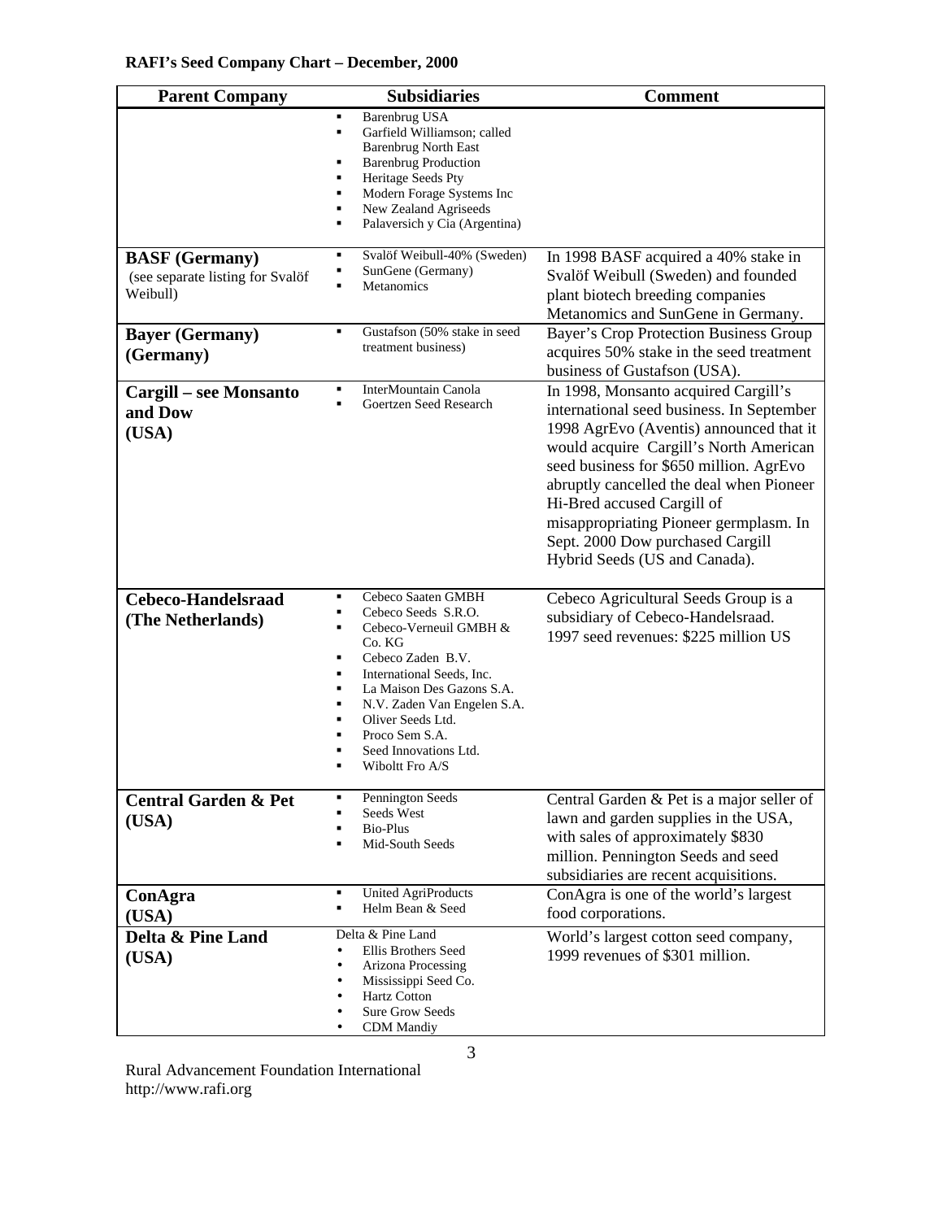**RAFI's Seed Company Chart – December, 2000**

| Parent Company | Subsidiaries | Comment |
|---|---|---|
| | ▪ Barenbrug USA<br>▪ Garfield Williamson; called Barenbrug North East<br>▪ Barenbrug Production<br>▪ Heritage Seeds Pty<br>▪ Modern Forage Systems Inc<br>▪ New Zealand Agriseeds<br>▪ Palaversich y Cia (Argentina) | |
| **BASF (Germany)**<br>(see separate listing for Svalöf Weibull) | ▪ Svalöf Weibull-40% (Sweden)<br>▪ SunGene (Germany)<br>▪ Metanomics | In 1998 BASF acquired a 40% stake in Svalöf Weibull (Sweden) and founded plant biotech breeding companies Metanomics and SunGene in Germany. |
| **Bayer (Germany) (Germany)** | ▪ Gustafson (50% stake in seed treatment business) | Bayer's Crop Protection Business Group acquires 50% stake in the seed treatment business of Gustafson (USA). |
| **Cargill – see Monsanto and Dow (USA)** | ▪ InterMountain Canola<br>▪ Goertzen Seed Research | In 1998, Monsanto acquired Cargill's international seed business. In September 1998 AgrEvo (Aventis) announced that it would acquire Cargill's North American seed business for $650 million. AgrEvo abruptly cancelled the deal when Pioneer Hi-Bred accused Cargill of misappropriating Pioneer germplasm. In Sept. 2000 Dow purchased Cargill Hybrid Seeds (US and Canada). |
| **Cebeco-Handelsraad (The Netherlands)** | ▪ Cebeco Saaten GMBH<br>▪ Cebeco Seeds S.R.O.<br>▪ Cebeco-Verneuil GMBH & Co. KG<br>▪ Cebeco Zaden B.V.<br>▪ International Seeds, Inc.<br>▪ La Maison Des Gazons S.A.<br>▪ N.V. Zaden Van Engelen S.A.<br>▪ Oliver Seeds Ltd.<br>▪ Proco Sem S.A.<br>▪ Seed Innovations Ltd.<br>▪ Wiboltt Fro A/S | Cebeco Agricultural Seeds Group is a subsidiary of Cebeco-Handelsraad. 1997 seed revenues: $225 million US |
| **Central Garden & Pet (USA)** | ▪ Pennington Seeds<br>▪ Seeds West<br>▪ Bio-Plus<br>▪ Mid-South Seeds | Central Garden & Pet is a major seller of lawn and garden supplies in the USA, with sales of approximately $830 million. Pennington Seeds and seed subsidiaries are recent acquisitions. |
| **ConAgra (USA)** | ▪ United AgriProducts<br>▪ Helm Bean & Seed | ConAgra is one of the world's largest food corporations. |
| **Delta & Pine Land (USA)** | Delta & Pine Land<br>• Ellis Brothers Seed<br>• Arizona Processing<br>• Mississippi Seed Co.<br>• Hartz Cotton<br>• Sure Grow Seeds<br>• CDM Mandiy | World's largest cotton seed company, 1999 revenues of $301 million. |

Rural Advancement Foundation International
http://www.rafi.org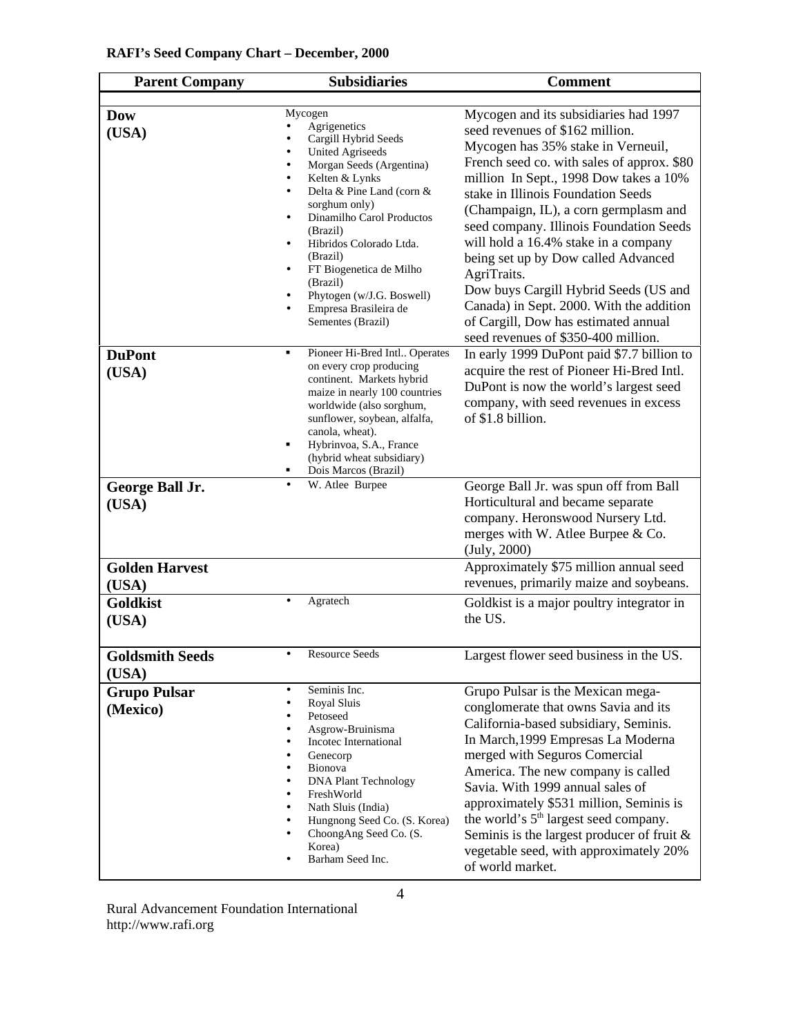**RAFI's Seed Company Chart – December, 2000**

| Parent Company | Subsidiaries | Comment |
|---|---|---|
| **Dow (USA)** | Mycogen<br>• Agrigenetics<br>• Cargill Hybrid Seeds<br>• United Agriseeds<br>• Morgan Seeds (Argentina)<br>• Kelten & Lynks<br>• Delta & Pine Land (corn & sorghum only)<br>• Dinamilho Carol Productos (Brazil)<br>• Hibridos Colorado Ltda. (Brazil)<br>• FT Biogenetica de Milho (Brazil)<br>• Phytogen (w/J.G. Boswell)<br>• Empresa Brasileira de Sementes (Brazil) | Mycogen and its subsidiaries had 1997 seed revenues of $162 million. Mycogen has 35% stake in Verneuil, French seed co. with sales of approx. $80 million In Sept., 1998 Dow takes a 10% stake in Illinois Foundation Seeds (Champaign, IL), a corn germplasm and seed company. Illinois Foundation Seeds will hold a 16.4% stake in a company being set up by Dow called Advanced AgriTraits.<br>Dow buys Cargill Hybrid Seeds (US and Canada) in Sept. 2000. With the addition of Cargill, Dow has estimated annual seed revenues of $350-400 million. |
| **DuPont (USA)** | ▪ Pioneer Hi-Bred Intl.. Operates on every crop producing continent. Markets hybrid maize in nearly 100 countries worldwide (also sorghum, sunflower, soybean, alfalfa, canola, wheat).<br>▪ Hybrinvoa, S.A., France (hybrid wheat subsidiary)<br>▪ Dois Marcos (Brazil) | In early 1999 DuPont paid $7.7 billion to acquire the rest of Pioneer Hi-Bred Intl. DuPont is now the world's largest seed company, with seed revenues in excess of $1.8 billion. |
| **George Ball Jr. (USA)** | • W. Atlee Burpee | George Ball Jr. was spun off from Ball Horticultural and became separate company. Heronswood Nursery Ltd. merges with W. Atlee Burpee & Co. (July, 2000) |
| **Golden Harvest (USA)** | | Approximately $75 million annual seed revenues, primarily maize and soybeans. |
| **Goldkist (USA)** | • Agratech | Goldkist is a major poultry integrator in the US. |
| **Goldsmith Seeds (USA)** | • Resource Seeds | Largest flower seed business in the US. |
| **Grupo Pulsar (Mexico)** | • Seminis Inc.<br>• Royal Sluis<br>• Petoseed<br>• Asgrow-Bruinisma<br>• Incotec International<br>• Genecorp<br>• Bionova<br>• DNA Plant Technology<br>• FreshWorld<br>• Nath Sluis (India)<br>• Hungnong Seed Co. (S. Korea)<br>• ChoongAng Seed Co. (S. Korea)<br>• Barham Seed Inc. | Grupo Pulsar is the Mexican mega-conglomerate that owns Savia and its California-based subsidiary, Seminis. In March,1999 Empresas La Moderna merged with Seguros Comercial America. The new company is called Savia. With 1999 annual sales of approximately $531 million, Seminis is the world's 5th largest seed company. Seminis is the largest producer of fruit & vegetable seed, with approximately 20% of world market. |

Rural Advancement Foundation International
http://www.rafi.org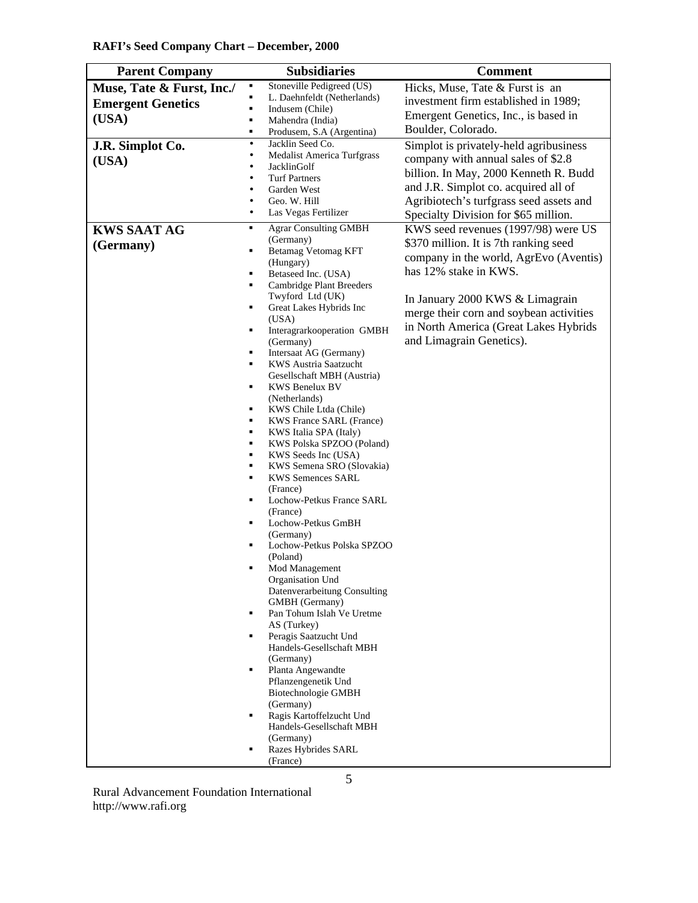**RAFI's Seed Company Chart – December, 2000**

| Parent Company | Subsidiaries | Comment |
|---|---|---|
| **Muse, Tate & Furst, Inc./ Emergent Genetics (USA)** | ▪ Stoneville Pedigreed (US)<br>▪ L. Daehnfeldt (Netherlands)<br>▪ Indusem (Chile)<br>▪ Mahendra (India)<br>▪ Produsem, S.A (Argentina) | Hicks, Muse, Tate & Furst is an investment firm established in 1989; Emergent Genetics, Inc., is based in Boulder, Colorado. |
| **J.R. Simplot Co. (USA)** | • Jacklin Seed Co.<br>• Medalist America Turfgrass<br>• JacklinGolf<br>• Turf Partners<br>• Garden West<br>• Geo. W. Hill<br>• Las Vegas Fertilizer | Simplot is privately-held agribusiness company with annual sales of $2.8 billion. In May, 2000 Kenneth R. Budd and J.R. Simplot co. acquired all of Agribiotech's turfgrass seed assets and Specialty Division for $65 million. |
| **KWS SAAT AG (Germany)** | ▪ Agrar Consulting GMBH (Germany)<br>▪ Betamag Vetomag KFT (Hungary)<br>▪ Betaseed Inc. (USA)<br>▪ Cambridge Plant Breeders Twyford Ltd (UK)<br>▪ Great Lakes Hybrids Inc (USA)<br>▪ Interagrarkooperation GMBH (Germany)<br>▪ Intersaat AG (Germany)<br>▪ KWS Austria Saatzucht Gesellschaft MBH (Austria)<br>▪ KWS Benelux BV (Netherlands)<br>▪ KWS Chile Ltda (Chile)<br>▪ KWS France SARL (France)<br>▪ KWS Italia SPA (Italy)<br>▪ KWS Polska SPZOO (Poland)<br>▪ KWS Seeds Inc (USA)<br>▪ KWS Semena SRO (Slovakia)<br>▪ KWS Semences SARL (France)<br>▪ Lochow-Petkus France SARL (France)<br>▪ Lochow-Petkus GmBH (Germany)<br>▪ Lochow-Petkus Polska SPZOO (Poland)<br>▪ Mod Management Organisation Und Datenverarbeitung Consulting GMBH (Germany)<br>▪ Pan Tohum Islah Ve Uretme AS (Turkey)<br>▪ Peragis Saatzucht Und Handels-Gesellschaft MBH (Germany)<br>▪ Planta Angewandte Pflanzengenetik Und Biotechnologie GMBH (Germany)<br>▪ Ragis Kartoffelzucht Und Handels-Gesellschaft MBH (Germany)<br>▪ Razes Hybrides SARL (France) | KWS seed revenues (1997/98) were US $370 million. It is 7th ranking seed company in the world, AgrEvo (Aventis) has 12% stake in KWS.<br><br>In January 2000 KWS & Limagrain merge their corn and soybean activities in North America (Great Lakes Hybrids and Limagrain Genetics). |

Rural Advancement Foundation International
http://www.rafi.org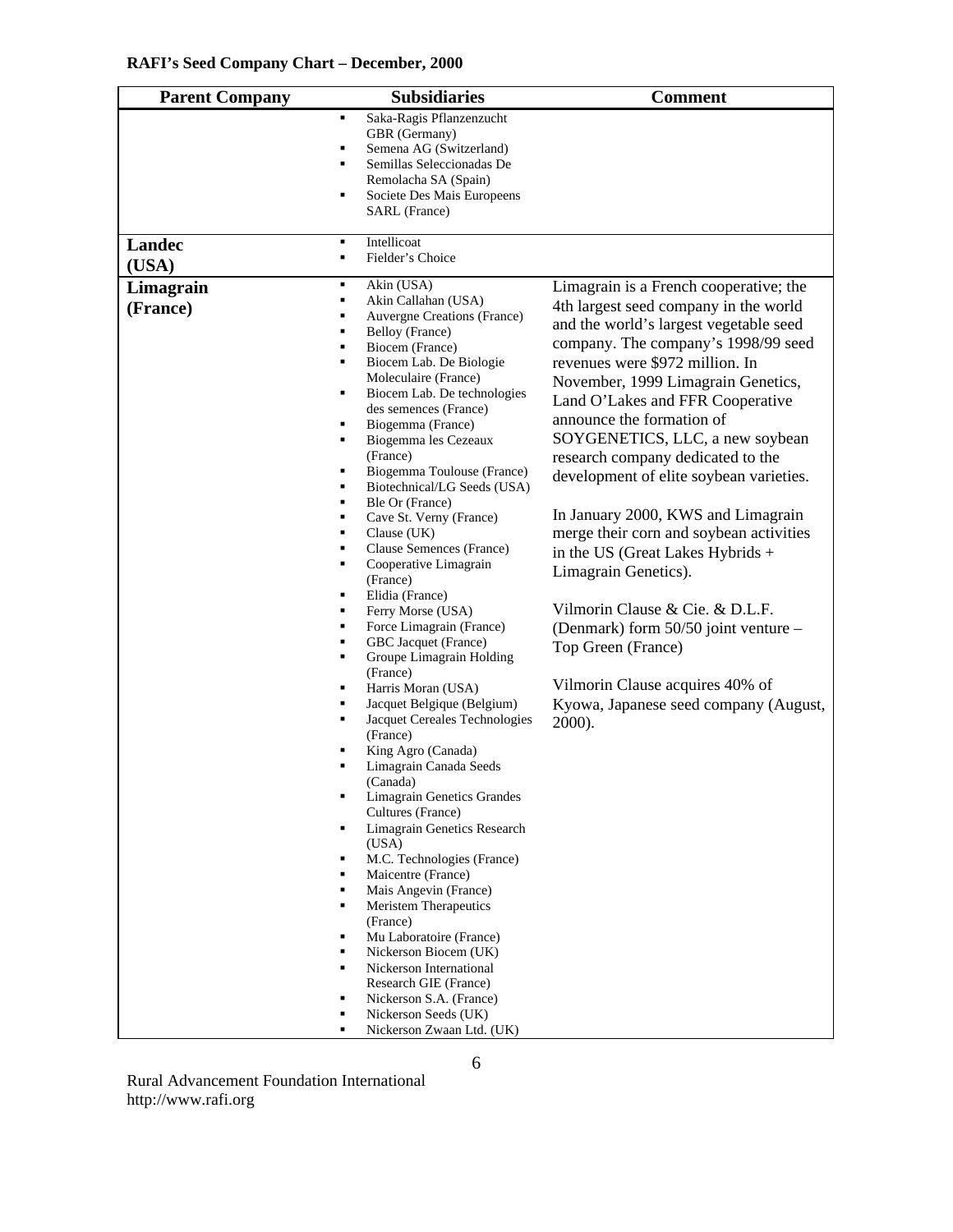**RAFI's Seed Company Chart – December, 2000**

| Parent Company | Subsidiaries | Comment |
|---|---|---|
| | ▪ Saka-Ragis Pflanzenzucht GBR (Germany)<br>▪ Semena AG (Switzerland)<br>▪ Semillas Seleccionadas De Remolacha SA (Spain)<br>▪ Societe Des Mais Europeens SARL (France) | |
| **Landec (USA)** | ▪ Intellicoat<br>▪ Fielder's Choice | |
| **Limagrain (France)** | ▪ Akin (USA)<br>▪ Akin Callahan (USA)<br>▪ Auvergne Creations (France)<br>▪ Belloy (France)<br>▪ Biocem (France)<br>▪ Biocem Lab. De Biologie Moleculaire (France)<br>▪ Biocem Lab. De technologies des semences (France)<br>▪ Biogemma (France)<br>▪ Biogemma les Cezeaux (France)<br>▪ Biogemma Toulouse (France)<br>▪ Biotechnical/LG Seeds (USA)<br>▪ Ble Or (France)<br>▪ Cave St. Verny (France)<br>▪ Clause (UK)<br>▪ Clause Semences (France)<br>▪ Cooperative Limagrain (France)<br>▪ Elidia (France)<br>▪ Ferry Morse (USA)<br>▪ Force Limagrain (France)<br>▪ GBC Jacquet (France)<br>▪ Groupe Limagrain Holding (France)<br>▪ Harris Moran (USA)<br>▪ Jacquet Belgique (Belgium)<br>▪ Jacquet Cereales Technologies (France)<br>▪ King Agro (Canada)<br>▪ Limagrain Canada Seeds (Canada)<br>▪ Limagrain Genetics Grandes Cultures (France)<br>▪ Limagrain Genetics Research (USA)<br>▪ M.C. Technologies (France)<br>▪ Maicentre (France)<br>▪ Mais Angevin (France)<br>▪ Meristem Therapeutics (France)<br>▪ Mu Laboratoire (France)<br>▪ Nickerson Biocem (UK)<br>▪ Nickerson International Research GIE (France)<br>▪ Nickerson S.A. (France)<br>▪ Nickerson Seeds (UK)<br>▪ Nickerson Zwaan Ltd. (UK) | Limagrain is a French cooperative; the 4th largest seed company in the world and the world's largest vegetable seed company. The company's 1998/99 seed revenues were $972 million. In November, 1999 Limagrain Genetics, Land O'Lakes and FFR Cooperative announce the formation of SOYGENETICS, LLC, a new soybean research company dedicated to the development of elite soybean varieties.<br><br>In January 2000, KWS and Limagrain merge their corn and soybean activities in the US (Great Lakes Hybrids + Limagrain Genetics).<br><br>Vilmorin Clause & Cie. & D.L.F. (Denmark) form 50/50 joint venture – Top Green (France)<br><br>Vilmorin Clause acquires 40% of Kyowa, Japanese seed company (August, 2000). |

Rural Advancement Foundation International
http://www.rafi.org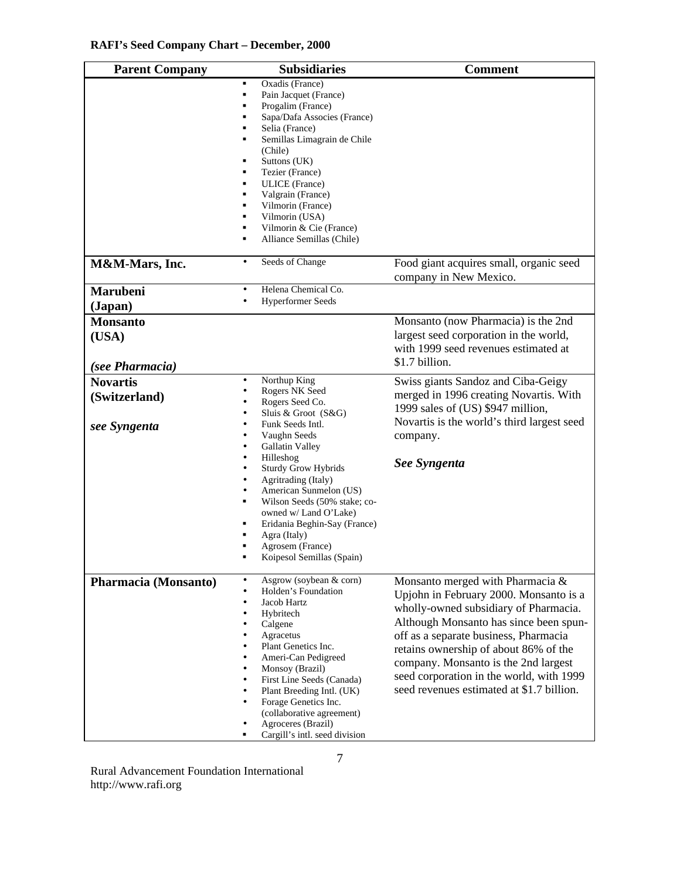**RAFI's Seed Company Chart – December, 2000**

| Parent Company | Subsidiaries | Comment |
|---|---|---|
| | ▪ Oxadis (France)<br>▪ Pain Jacquet (France)<br>▪ Progalim (France)<br>▪ Sapa/Dafa Associes (France)<br>▪ Selia (France)<br>▪ Semillas Limagrain de Chile (Chile)<br>▪ Suttons (UK)<br>▪ Tezier (France)<br>▪ ULICE (France)<br>▪ Valgrain (France)<br>▪ Vilmorin (France)<br>▪ Vilmorin (USA)<br>▪ Vilmorin & Cie (France)<br>▪ Alliance Semillas (Chile) | |
| **M&M-Mars, Inc.** | • Seeds of Change | Food giant acquires small, organic seed company in New Mexico. |
| **Marubeni (Japan)** | • Helena Chemical Co.<br>• Hyperformer Seeds | |
| **Monsanto (USA)**<br><br>***(see Pharmacia)*** | | Monsanto (now Pharmacia) is the 2nd largest seed corporation in the world, with 1999 seed revenues estimated at $1.7 billion. |
| **Novartis (Switzerland)**<br><br>***see Syngenta*** | • Northup King<br>• Rogers NK Seed<br>• Rogers Seed Co.<br>• Sluis & Groot (S&G)<br>• Funk Seeds Intl.<br>• Vaughn Seeds<br>• Gallatin Valley<br>• Hilleshog<br>• Sturdy Grow Hybrids<br>• Agritrading (Italy)<br>• American Sunmelon (US)<br>▪ Wilson Seeds (50% stake; co-owned w/ Land O'Lake)<br>▪ Eridania Beghin-Say (France)<br>▪ Agra (Italy)<br>▪ Agrosem (France)<br>▪ Koipesol Semillas (Spain) | Swiss giants Sandoz and Ciba-Geigy merged in 1996 creating Novartis. With 1999 sales of (US) $947 million, Novartis is the world's third largest seed company.<br><br>***See Syngenta*** |
| **Pharmacia (Monsanto)** | • Asgrow (soybean & corn)<br>• Holden's Foundation<br>• Jacob Hartz<br>• Hybritech<br>• Calgene<br>• Agracetus<br>• Plant Genetics Inc.<br>• Ameri-Can Pedigreed<br>• Monsoy (Brazil)<br>• First Line Seeds (Canada)<br>• Plant Breeding Intl. (UK)<br>• Forage Genetics Inc. (collaborative agreement)<br>• Agroceres (Brazil)<br>▪ Cargill's intl. seed division | Monsanto merged with Pharmacia & Upjohn in February 2000. Monsanto is a wholly-owned subsidiary of Pharmacia. Although Monsanto has since been spun-off as a separate business, Pharmacia retains ownership of about 86% of the company. Monsanto is the 2nd largest seed corporation in the world, with 1999 seed revenues estimated at $1.7 billion. |

Rural Advancement Foundation International
http://www.rafi.org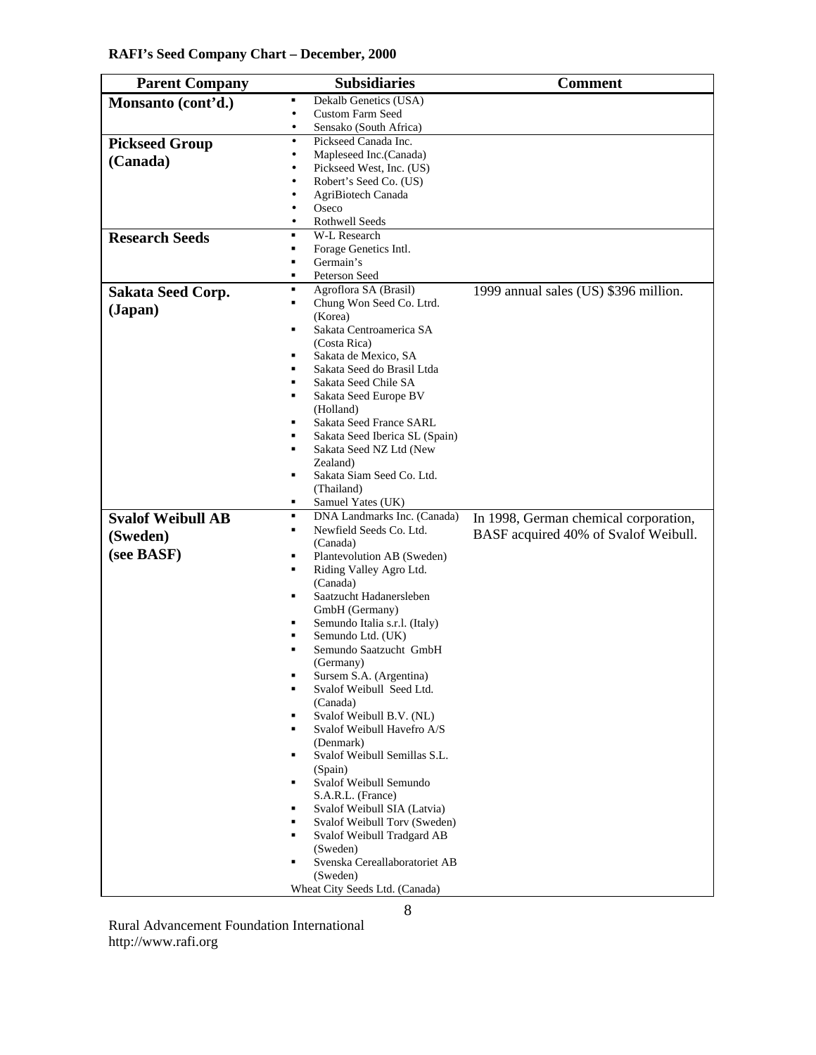**RAFI's Seed Company Chart – December, 2000**

| Parent Company | Subsidiaries | Comment |
|---|---|---|
| **Monsanto (cont'd.)** | ▪ Dekalb Genetics (USA)<br>• Custom Farm Seed<br>• Sensako (South Africa) | |
| **Pickseed Group (Canada)** | • Pickseed Canada Inc.<br>• Mapleseed Inc.(Canada)<br>• Pickseed West, Inc. (US)<br>• Robert's Seed Co. (US)<br>• AgriBiotech Canada<br>• Oseco<br>• Rothwell Seeds | |
| **Research Seeds** | ▪ W-L Research<br>▪ Forage Genetics Intl.<br>▪ Germain's<br>▪ Peterson Seed | |
| **Sakata Seed Corp. (Japan)** | ▪ Agroflora SA (Brasil)<br>▪ Chung Won Seed Co. Ltrd. (Korea)<br>▪ Sakata Centroamerica SA (Costa Rica)<br>▪ Sakata de Mexico, SA<br>▪ Sakata Seed do Brasil Ltda<br>▪ Sakata Seed Chile SA<br>▪ Sakata Seed Europe BV (Holland)<br>▪ Sakata Seed France SARL<br>▪ Sakata Seed Iberica SL (Spain)<br>▪ Sakata Seed NZ Ltd (New Zealand)<br>▪ Sakata Siam Seed Co. Ltd. (Thailand)<br>▪ Samuel Yates (UK) | 1999 annual sales (US) $396 million. |
| **Svalof Weibull AB (Sweden) (see BASF)** | ▪ DNA Landmarks Inc. (Canada)<br>▪ Newfield Seeds Co. Ltd. (Canada)<br>▪ Plantevolution AB (Sweden)<br>▪ Riding Valley Agro Ltd. (Canada)<br>▪ Saatzucht Hadanersleben GmbH (Germany)<br>▪ Semundo Italia s.r.l. (Italy)<br>▪ Semundo Ltd. (UK)<br>▪ Semundo Saatzucht GmbH (Germany)<br>▪ Sursem S.A. (Argentina)<br>▪ Svalof Weibull Seed Ltd. (Canada)<br>▪ Svalof Weibull B.V. (NL)<br>▪ Svalof Weibull Havefro A/S (Denmark)<br>▪ Svalof Weibull Semillas S.L. (Spain)<br>▪ Svalof Weibull Semundo S.A.R.L. (France)<br>▪ Svalof Weibull SIA (Latvia)<br>▪ Svalof Weibull Torv (Sweden)<br>▪ Svalof Weibull Tradgard AB (Sweden)<br>▪ Svenska Cereallaboratoriet AB (Sweden)<br>Wheat City Seeds Ltd. (Canada) | In 1998, German chemical corporation, BASF acquired 40% of Svalof Weibull. |

Rural Advancement Foundation International
http://www.rafi.org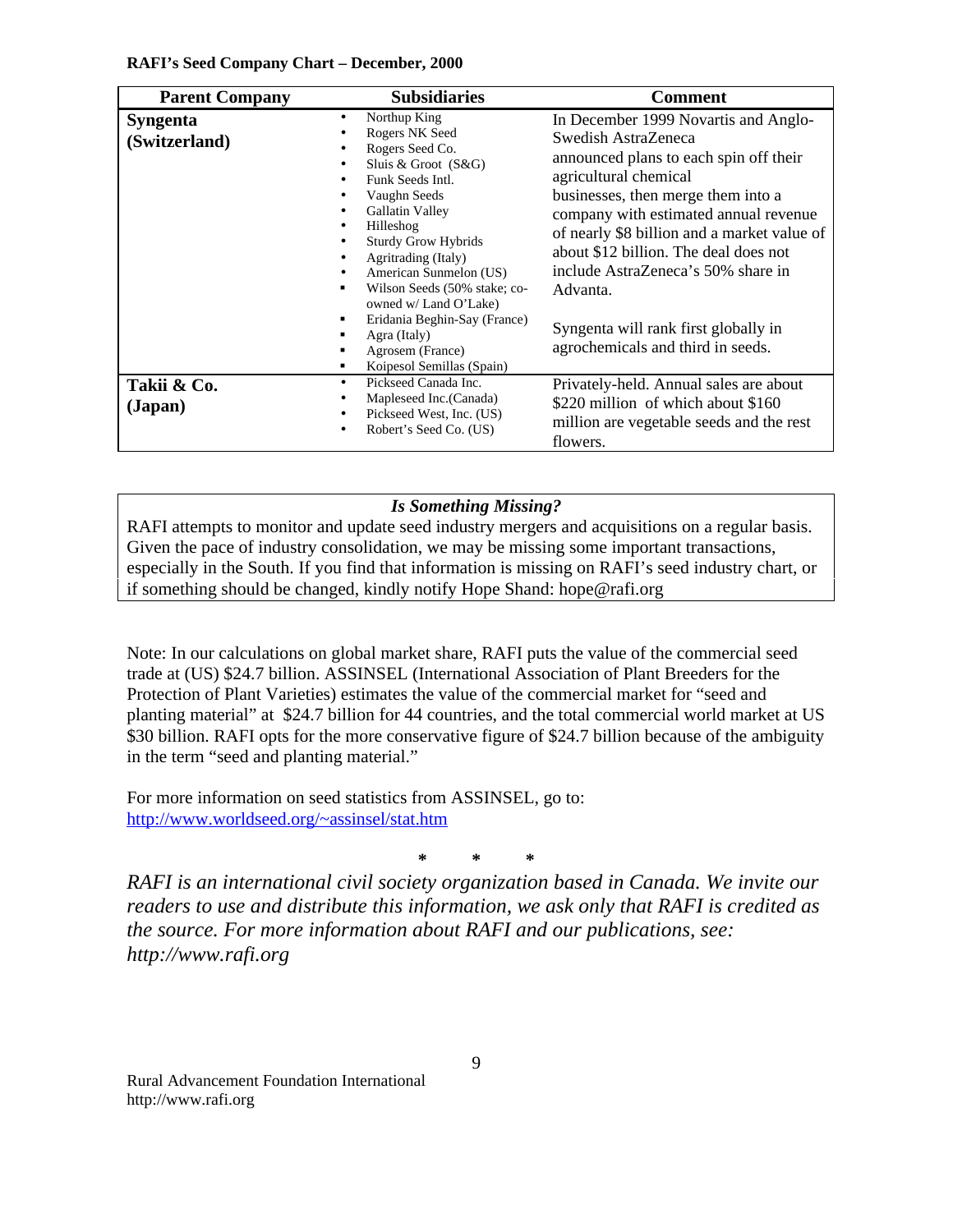**RAFI's Seed Company Chart – December, 2000**

| Parent Company | Subsidiaries | Comment |
|---|---|---|
| **Syngenta (Switzerland)** | • Northup King<br>• Rogers NK Seed<br>• Rogers Seed Co.<br>• Sluis & Groot (S&G)<br>• Funk Seeds Intl.<br>• Vaughn Seeds<br>• Gallatin Valley<br>• Hilleshog<br>• Sturdy Grow Hybrids<br>• Agritrading (Italy)<br>• American Sunmelon (US)<br>▪ Wilson Seeds (50% stake; co-owned w/ Land O'Lake)<br>▪ Eridania Beghin-Say (France)<br>▪ Agra (Italy)<br>▪ Agrosem (France)<br>▪ Koipesol Semillas (Spain) | In December 1999 Novartis and Anglo-Swedish AstraZeneca announced plans to each spin off their agricultural chemical businesses, then merge them into a company with estimated annual revenue of nearly $8 billion and a market value of about $12 billion. The deal does not include AstraZeneca's 50% share in Advanta.<br><br>Syngenta will rank first globally in agrochemicals and third in seeds. |
| **Takii & Co. (Japan)** | • Pickseed Canada Inc.<br>• Mapleseed Inc.(Canada)<br>• Pickseed West, Inc. (US)<br>• Robert's Seed Co. (US) | Privately-held. Annual sales are about $220 million of which about $160 million are vegetable seeds and the rest flowers. |

***Is Something Missing?***

RAFI attempts to monitor and update seed industry mergers and acquisitions on a regular basis. Given the pace of industry consolidation, we may be missing some important transactions, especially in the South. If you find that information is missing on RAFI's seed industry chart, or if something should be changed, kindly notify Hope Shand: hope@rafi.org

Note: In our calculations on global market share, RAFI puts the value of the commercial seed trade at (US) $24.7 billion. ASSINSEL (International Association of Plant Breeders for the Protection of Plant Varieties) estimates the value of the commercial market for "seed and planting material" at $24.7 billion for 44 countries, and the total commercial world market at US $30 billion. RAFI opts for the more conservative figure of $24.7 billion because of the ambiguity in the term "seed and planting material."

For more information on seed statistics from ASSINSEL, go to: http://www.worldseed.org/~assinsel/stat.htm

\* \* \*

*RAFI is an international civil society organization based in Canada. We invite our readers to use and distribute this information, we ask only that RAFI is credited as the source. For more information about RAFI and our publications, see: http://www.rafi.org*